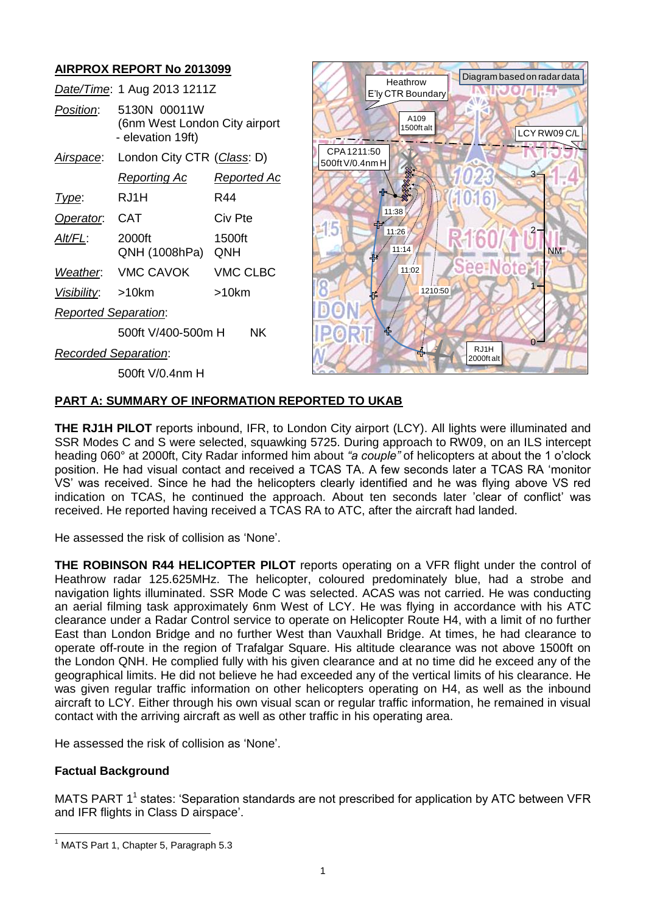## AIRPROX REPORT No 2013099

*Date/Time*: 1 Aug 2013 1211Z

| | | |
|---|---|---|
| *Position*: | 5130N 00011W (6nm West London City airport - elevation 19ft) | |
| *Airspace*: | London City CTR (*Class*: D) | |
| | *Reporting Ac* | *Reported Ac* |
| *Type*: | RJ1H | R44 |
| *Operator*: | CAT | Civ Pte |
| *Alt/FL*: | 2000ft QNH (1008hPa) | 1500ft QNH |
| *Weather*: | VMC CAVOK | VMC CLBC |
| *Visibility*: | >10km | >10km |
| *Reported Separation*: | | |
| | 500ft V/400-500m H | NK |
| *Recorded Separation*: | | |
| | 500ft V/0.4nm H | |

## PART A: SUMMARY OF INFORMATION REPORTED TO UKAB

**THE RJ1H PILOT** reports inbound, IFR, to London City airport (LCY). All lights were illuminated and SSR Modes C and S were selected, squawking 5725. During approach to RW09, on an ILS intercept heading 060° at 2000ft, City Radar informed him about *"a couple"* of helicopters at about the 1 o'clock position. He had visual contact and received a TCAS TA. A few seconds later a TCAS RA 'monitor VS' was received. Since he had the helicopters clearly identified and he was flying above VS red indication on TCAS, he continued the approach. About ten seconds later 'clear of conflict' was received. He reported having received a TCAS RA to ATC, after the aircraft had landed.

He assessed the risk of collision as 'None'.

**THE ROBINSON R44 HELICOPTER PILOT** reports operating on a VFR flight under the control of Heathrow radar 125.625MHz. The helicopter, coloured predominately blue, had a strobe and navigation lights illuminated. SSR Mode C was selected. ACAS was not carried. He was conducting an aerial filming task approximately 6nm West of LCY. He was flying in accordance with his ATC clearance under a Radar Control service to operate on Helicopter Route H4, with a limit of no further East than London Bridge and no further West than Vauxhall Bridge. At times, he had clearance to operate off-route in the region of Trafalgar Square. His altitude clearance was not above 1500ft on the London QNH. He complied fully with his given clearance and at no time did he exceed any of the geographical limits. He did not believe he had exceeded any of the vertical limits of his clearance. He was given regular traffic information on other helicopters operating on H4, as well as the inbound aircraft to LCY. Either through his own visual scan or regular traffic information, he remained in visual contact with the arriving aircraft as well as other traffic in his operating area.

He assessed the risk of collision as 'None'.

### Factual Background

MATS PART 1[1] states: 'Separation standards are not prescribed for application by ATC between VFR and IFR flights in Class D airspace'.

[1] MATS Part 1, Chapter 5, Paragraph 5.3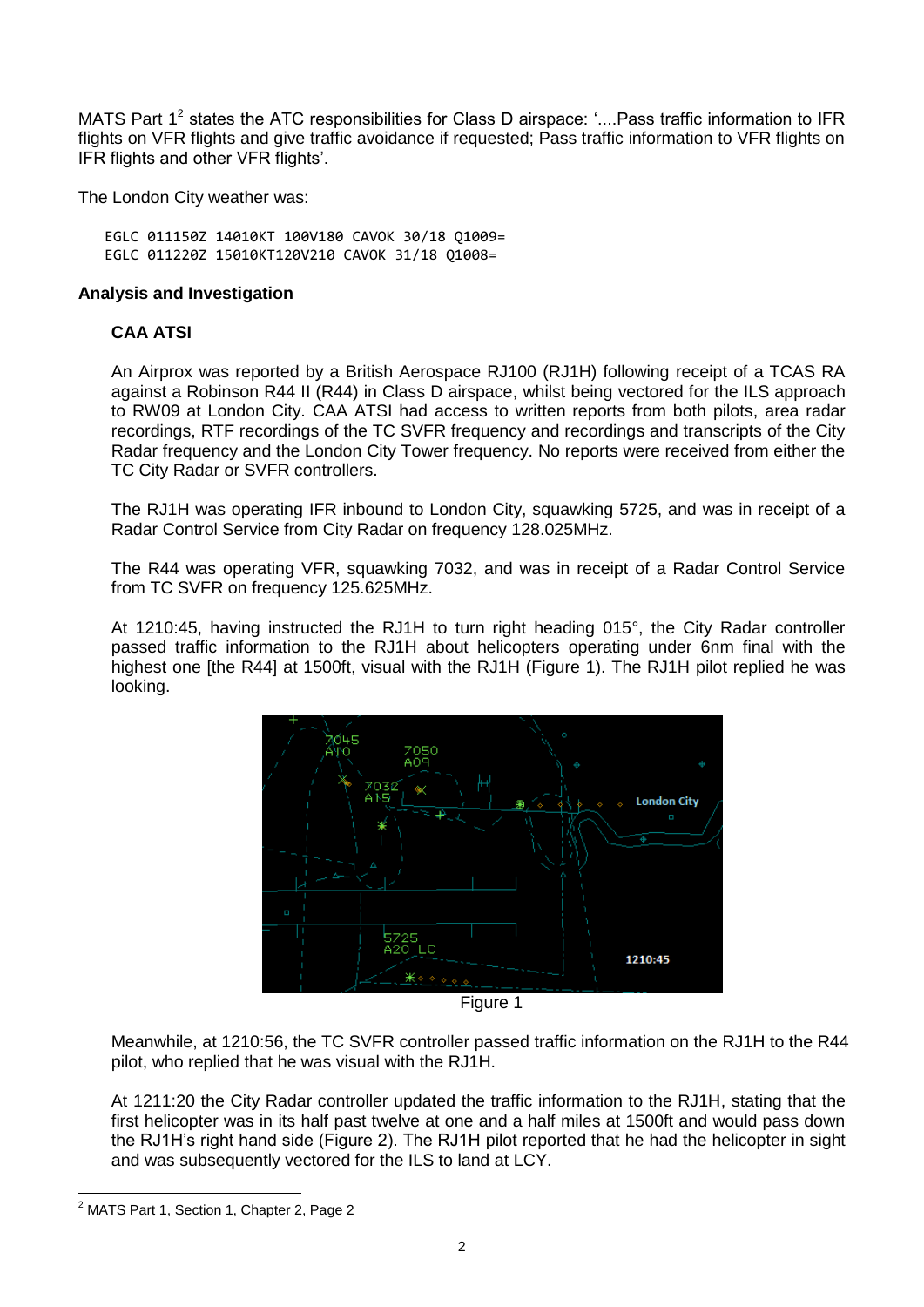MATS Part 1[2] states the ATC responsibilities for Class D airspace: '....Pass traffic information to IFR flights on VFR flights and give traffic avoidance if requested; Pass traffic information to VFR flights on IFR flights and other VFR flights'.

The London City weather was:

```
EGLC 011150Z 14010KT 100V180 CAVOK 30/18 Q1009=
EGLC 011220Z 15010KT120V210 CAVOK 31/18 Q1008=
```

**Analysis and Investigation**

**CAA ATSI**

An Airprox was reported by a British Aerospace RJ100 (RJ1H) following receipt of a TCAS RA against a Robinson R44 II (R44) in Class D airspace, whilst being vectored for the ILS approach to RW09 at London City. CAA ATSI had access to written reports from both pilots, area radar recordings, RTF recordings of the TC SVFR frequency and recordings and transcripts of the City Radar frequency and the London City Tower frequency. No reports were received from either the TC City Radar or SVFR controllers.

The RJ1H was operating IFR inbound to London City, squawking 5725, and was in receipt of a Radar Control Service from City Radar on frequency 128.025MHz.

The R44 was operating VFR, squawking 7032, and was in receipt of a Radar Control Service from TC SVFR on frequency 125.625MHz.

At 1210:45, having instructed the RJ1H to turn right heading 015°, the City Radar controller passed traffic information to the RJ1H about helicopters operating under 6nm final with the highest one [the R44] at 1500ft, visual with the RJ1H (Figure 1). The RJ1H pilot replied he was looking.

Figure 1

Meanwhile, at 1210:56, the TC SVFR controller passed traffic information on the RJ1H to the R44 pilot, who replied that he was visual with the RJ1H.

At 1211:20 the City Radar controller updated the traffic information to the RJ1H, stating that the first helicopter was in its half past twelve at one and a half miles at 1500ft and would pass down the RJ1H's right hand side (Figure 2). The RJ1H pilot reported that he had the helicopter in sight and was subsequently vectored for the ILS to land at LCY.

[2] MATS Part 1, Section 1, Chapter 2, Page 2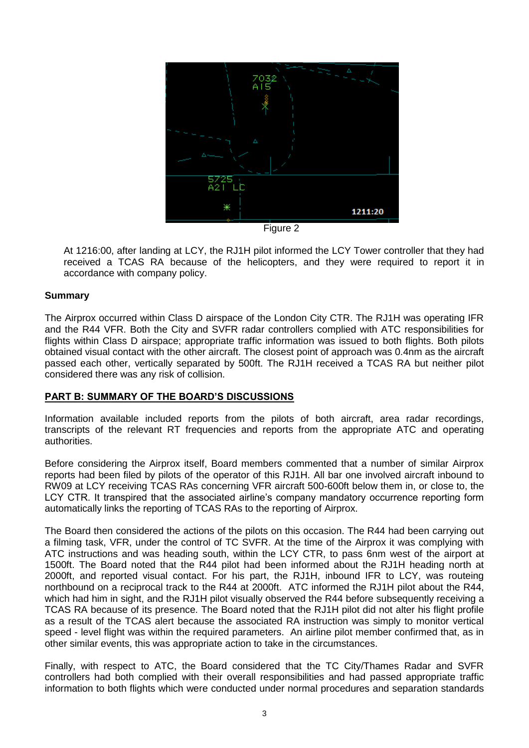Figure 2

At 1216:00, after landing at LCY, the RJ1H pilot informed the LCY Tower controller that they had received a TCAS RA because of the helicopters, and they were required to report it in accordance with company policy.

**Summary**

The Airprox occurred within Class D airspace of the London City CTR. The RJ1H was operating IFR and the R44 VFR. Both the City and SVFR radar controllers complied with ATC responsibilities for flights within Class D airspace; appropriate traffic information was issued to both flights. Both pilots obtained visual contact with the other aircraft. The closest point of approach was 0.4nm as the aircraft passed each other, vertically separated by 500ft. The RJ1H received a TCAS RA but neither pilot considered there was any risk of collision.

**PART B: SUMMARY OF THE BOARD'S DISCUSSIONS**

Information available included reports from the pilots of both aircraft, area radar recordings, transcripts of the relevant RT frequencies and reports from the appropriate ATC and operating authorities.

Before considering the Airprox itself, Board members commented that a number of similar Airprox reports had been filed by pilots of the operator of this RJ1H. All bar one involved aircraft inbound to RW09 at LCY receiving TCAS RAs concerning VFR aircraft 500-600ft below them in, or close to, the LCY CTR. It transpired that the associated airline's company mandatory occurrence reporting form automatically links the reporting of TCAS RAs to the reporting of Airprox.

The Board then considered the actions of the pilots on this occasion. The R44 had been carrying out a filming task, VFR, under the control of TC SVFR. At the time of the Airprox it was complying with ATC instructions and was heading south, within the LCY CTR, to pass 6nm west of the airport at 1500ft. The Board noted that the R44 pilot had been informed about the RJ1H heading north at 2000ft, and reported visual contact. For his part, the RJ1H, inbound IFR to LCY, was routeing northbound on a reciprocal track to the R44 at 2000ft. ATC informed the RJ1H pilot about the R44, which had him in sight, and the RJ1H pilot visually observed the R44 before subsequently receiving a TCAS RA because of its presence. The Board noted that the RJ1H pilot did not alter his flight profile as a result of the TCAS alert because the associated RA instruction was simply to monitor vertical speed - level flight was within the required parameters. An airline pilot member confirmed that, as in other similar events, this was appropriate action to take in the circumstances.

Finally, with respect to ATC, the Board considered that the TC City/Thames Radar and SVFR controllers had both complied with their overall responsibilities and had passed appropriate traffic information to both flights which were conducted under normal procedures and separation standards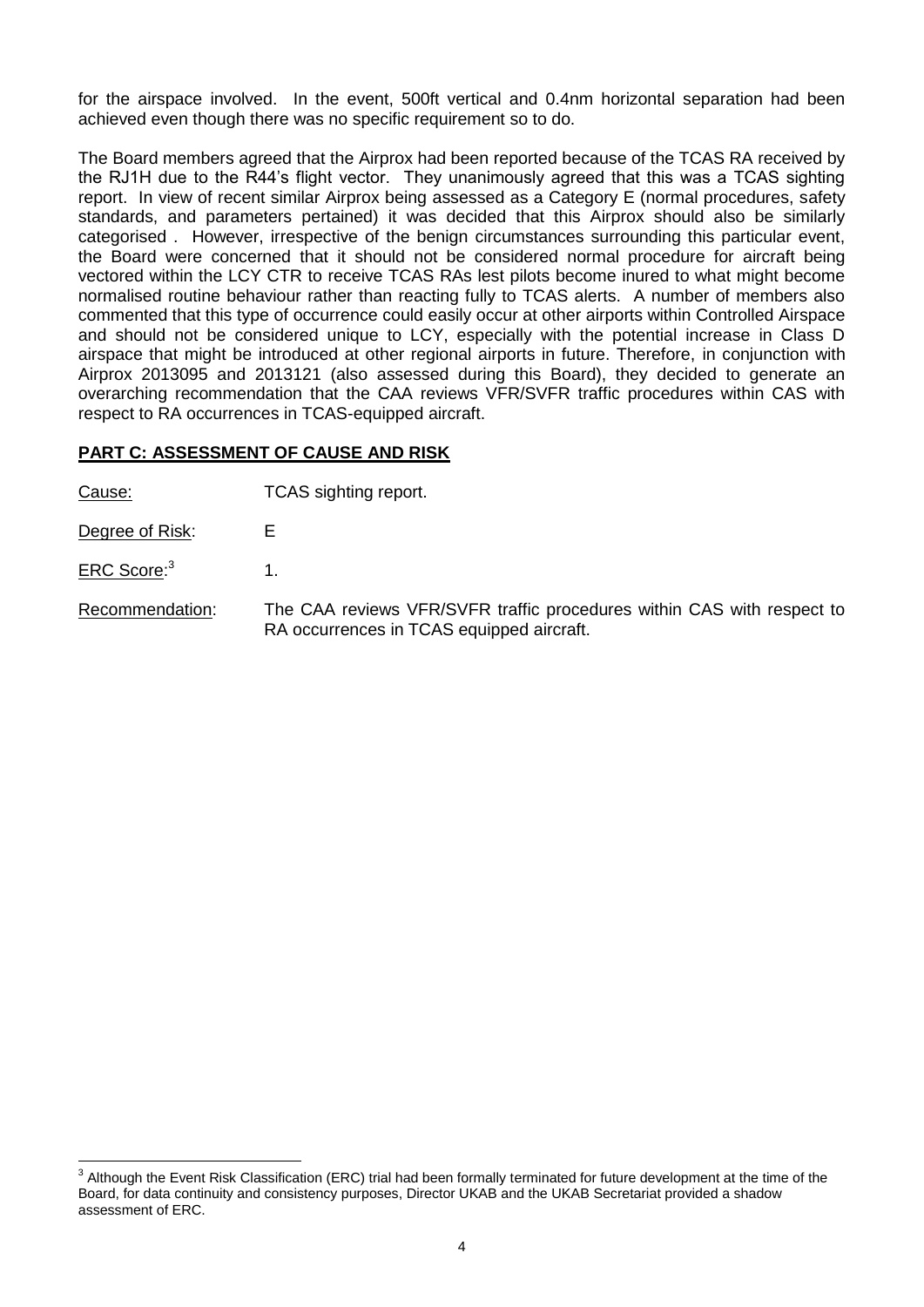for the airspace involved. In the event, 500ft vertical and 0.4nm horizontal separation had been achieved even though there was no specific requirement so to do.

The Board members agreed that the Airprox had been reported because of the TCAS RA received by the RJ1H due to the R44's flight vector. They unanimously agreed that this was a TCAS sighting report. In view of recent similar Airprox being assessed as a Category E (normal procedures, safety standards, and parameters pertained) it was decided that this Airprox should also be similarly categorised . However, irrespective of the benign circumstances surrounding this particular event, the Board were concerned that it should not be considered normal procedure for aircraft being vectored within the LCY CTR to receive TCAS RAs lest pilots become inured to what might become normalised routine behaviour rather than reacting fully to TCAS alerts. A number of members also commented that this type of occurrence could easily occur at other airports within Controlled Airspace and should not be considered unique to LCY, especially with the potential increase in Class D airspace that might be introduced at other regional airports in future. Therefore, in conjunction with Airprox 2013095 and 2013121 (also assessed during this Board), they decided to generate an overarching recommendation that the CAA reviews VFR/SVFR traffic procedures within CAS with respect to RA occurrences in TCAS-equipped aircraft.

## PART C: ASSESSMENT OF CAUSE AND RISK

| | |
|---|---|
| Cause: | TCAS sighting report. |
| Degree of Risk: | E |
| ERC Score:[3] | 1. |
| Recommendation: | The CAA reviews VFR/SVFR traffic procedures within CAS with respect to RA occurrences in TCAS equipped aircraft. |

[3] Although the Event Risk Classification (ERC) trial had been formally terminated for future development at the time of the Board, for data continuity and consistency purposes, Director UKAB and the UKAB Secretariat provided a shadow assessment of ERC.